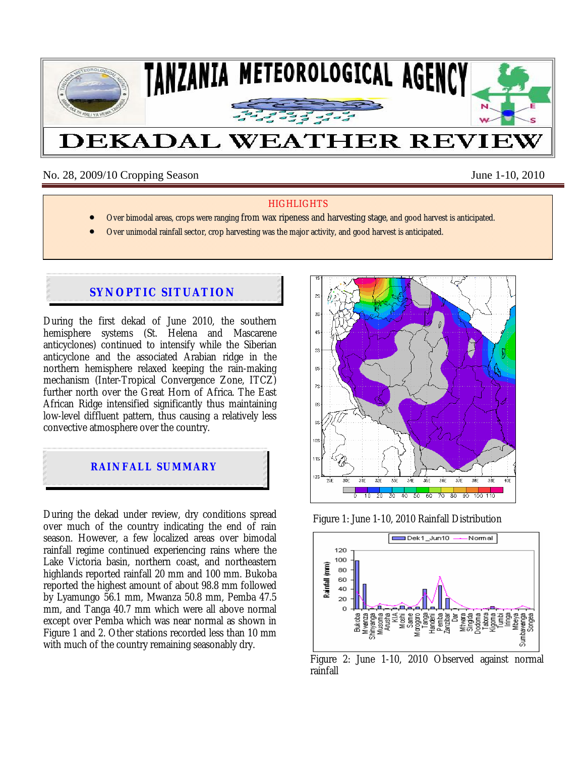# TANZANIA METEOROLOGICAL AGENCY

# DEKADAL WEATHER REVIEW

No. 28, 2009/10 Cropping Season June 1-10, 2010

## HIGHLIGHTS

- Over bimodal areas, crops were ranging from wax ripeness and harvesting stage, and good harvest is anticipated.
- Over unimodal rainfall sector, crop harvesting was the major activity, and good harvest is anticipated.

## SYNOPTIC SITUATION

During the first dekad of June 2010, the southern hemisphere systems (St. Helena and Mascarene anticyclones) continued to intensify while the Siberian anticyclone and the associated Arabian ridge in the northern hemisphere relaxed keeping the rain-making mechanism (Inter-Tropical Convergence Zone, ITCZ) further north over the Great Horn of Africa. The East African Ridge intensified significantly thus maintaining low-level diffluent pattern, thus causing a relatively less convective atmosphere over the country.

## RAINFALL SUMMARY

During the dekad under review, dry conditions spread over much of the country indicating the end of rain season. However, a few localized areas over bimodal rainfall regime continued experiencing rains where the Lake Victoria basin, northern coast, and northeastern highlands reported rainfall 20 mm and 100 mm. Bukoba reported the highest amount of about 98.8 mm followed by Lyamungo 56.1 mm, Mwanza 50.8 mm, Pemba 47.5 mm, and Tanga 40.7 mm which were all above normal except over Pemba which was near normal as shown in Figure 1 and 2. Other stations recorded less than 10 mm with much of the country remaining seasonably dry.

Figure 1: June 1-10, 2010 Rainfall Distribution

Figure 2: June 1-10, 2010 Observed against normal rainfall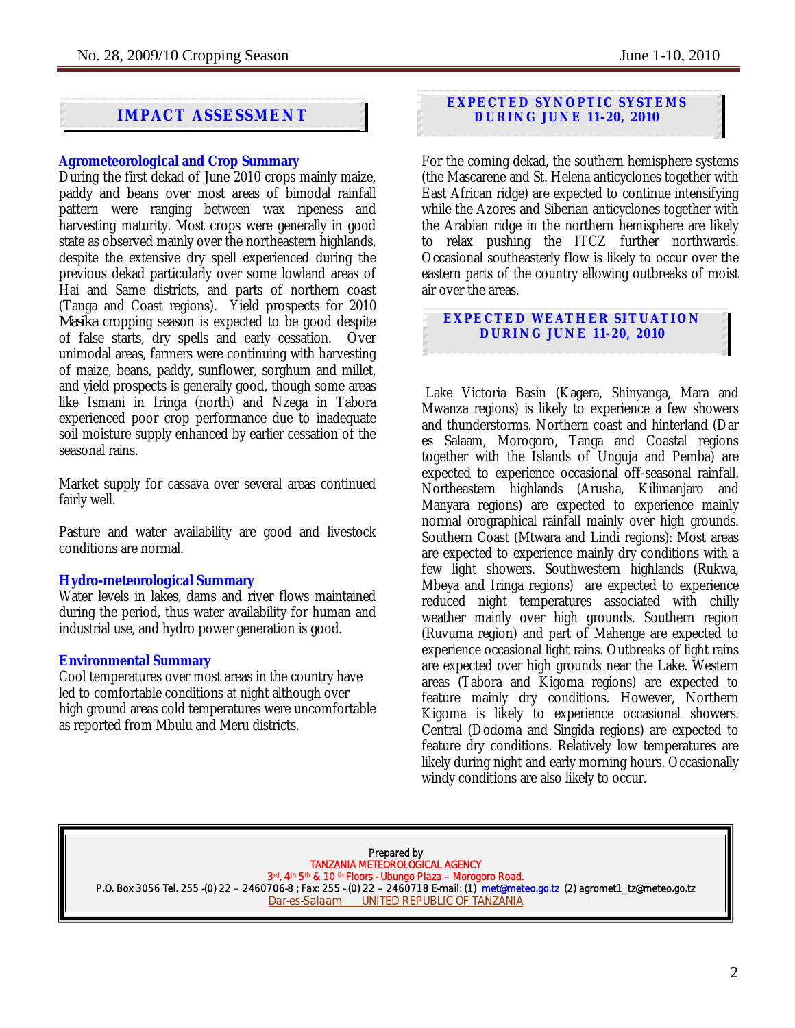## IMPACT ASSESSMENT

### Agrometeorological and Crop Summary

During the first dekad of June 2010 crops mainly maize, paddy and beans over most areas of bimodal rainfall pattern were ranging between wax ripeness and harvesting maturity. Most crops were generally in good state as observed mainly over the northeastern highlands, despite the extensive dry spell experienced during the previous dekad particularly over some lowland areas of Hai and Same districts, and parts of northern coast (Tanga and Coast regions). Yield prospects for 2010 *Masika* cropping season is expected to be good despite of false starts, dry spells and early cessation. Over unimodal areas, farmers were continuing with harvesting of maize, beans, paddy, sunflower, sorghum and millet, and yield prospects is generally good, though some areas like Ismani in Iringa (north) and Nzega in Tabora experienced poor crop performance due to inadequate soil moisture supply enhanced by earlier cessation of the seasonal rains.

Market supply for cassava over several areas continued fairly well.

Pasture and water availability are good and livestock conditions are normal.

### Hydro-meteorological Summary

Water levels in lakes, dams and river flows maintained during the period, thus water availability for human and industrial use, and hydro power generation is good.

### Environmental Summary

Cool temperatures over most areas in the country have led to comfortable conditions at night although over high ground areas cold temperatures were uncomfortable as reported from Mbulu and Meru districts.

## EXPECTED SYNOPTIC SYSTEMS DURING JUNE 11-20, 2010

For the coming dekad, the southern hemisphere systems (the Mascarene and St. Helena anticyclones together with East African ridge) are expected to continue intensifying while the Azores and Siberian anticyclones together with the Arabian ridge in the northern hemisphere are likely to relax pushing the ITCZ further northwards. Occasional southeasterly flow is likely to occur over the eastern parts of the country allowing outbreaks of moist air over the areas.

## EXPECTED WEATHER SITUATION DURING JUNE 11-20, 2010

Lake Victoria Basin (Kagera, Shinyanga, Mara and Mwanza regions) is likely to experience a few showers and thunderstorms. Northern coast and hinterland (Dar es Salaam, Morogoro, Tanga and Coastal regions together with the Islands of Unguja and Pemba) are expected to experience occasional off-seasonal rainfall. Northeastern highlands (Arusha, Kilimanjaro and Manyara regions) are expected to experience mainly normal orographical rainfall mainly over high grounds. Southern Coast (Mtwara and Lindi regions): Most areas are expected to experience mainly dry conditions with a few light showers. Southwestern highlands (Rukwa, Mbeya and Iringa regions) are expected to experience reduced night temperatures associated with chilly weather mainly over high grounds. Southern region (Ruvuma region) and part of Mahenge are expected to experience occasional light rains. Outbreaks of light rains are expected over high grounds near the Lake. Western areas (Tabora and Kigoma regions) are expected to feature mainly dry conditions. However, Northern Kigoma is likely to experience occasional showers. Central (Dodoma and Singida regions) are expected to feature dry conditions. Relatively low temperatures are likely during night and early morning hours. Occasionally windy conditions are also likely to occur.

---

Prepared by
TANZANIA METEOROLOGICAL AGENCY
3rd, 4th 5th & 10 th Floors - Ubungo Plaza – Morogoro Road.
P.O. Box 3056 Tel. 255 -(0) 22 – 2460706-8 ; Fax: 255 - (0) 22 – 2460718 E-mail: (1) met@meteo.go.tz (2) agromet1_tz@meteo.go.tz
Dar-es-Salaam UNITED REPUBLIC OF TANZANIA